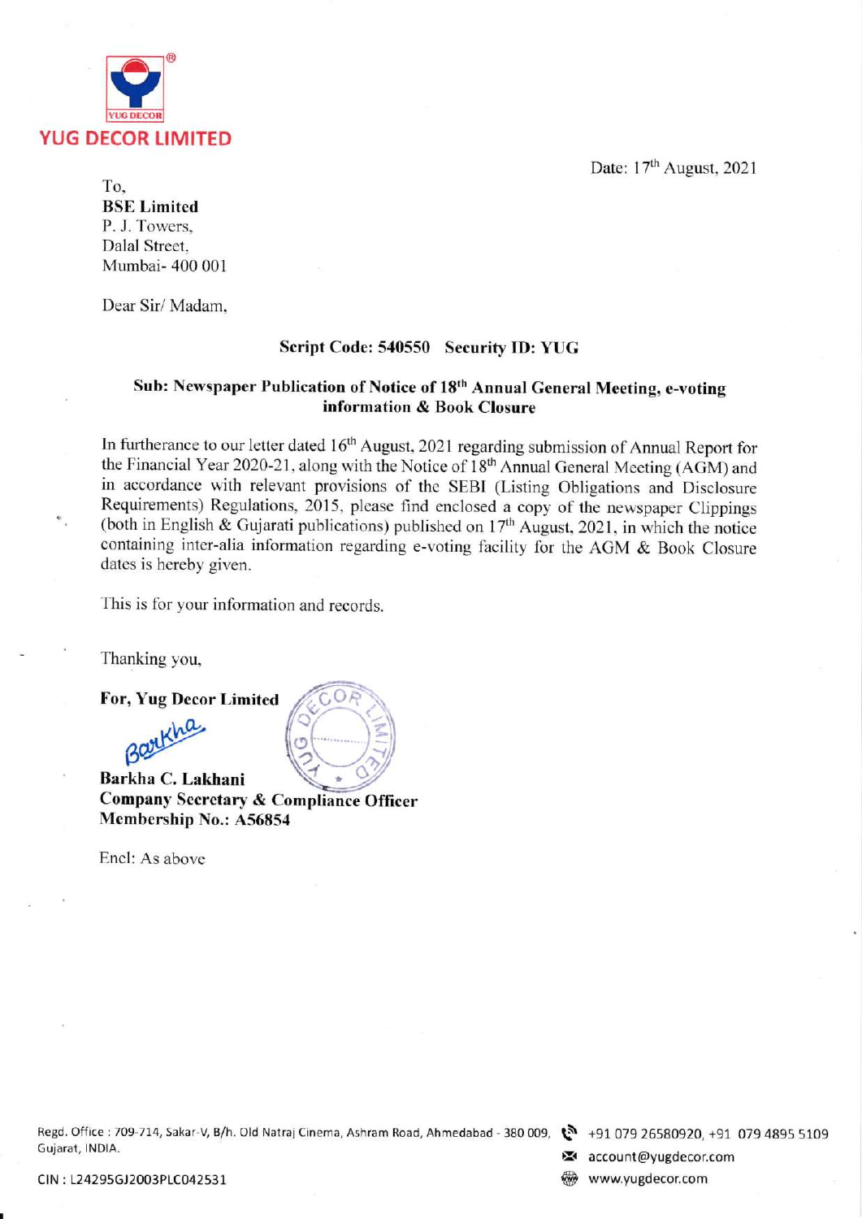**YUG DECOR LIMITED**

Date: 17th August, 2021

To,
**BSE Limited**
P. J. Towers,
Dalal Street,
Mumbai- 400 001

Dear Sir/ Madam,

**Script Code: 540550 Security ID: YUG**

**Sub: Newspaper Publication of Notice of 18th Annual General Meeting, e-voting information & Book Closure**

In furtherance to our letter dated 16th August, 2021 regarding submission of Annual Report for the Financial Year 2020-21, along with the Notice of 18th Annual General Meeting (AGM) and in accordance with relevant provisions of the SEBI (Listing Obligations and Disclosure Requirements) Regulations, 2015, please find enclosed a copy of the newspaper Clippings (both in English & Gujarati publications) published on 17th August, 2021, in which the notice containing inter-alia information regarding e-voting facility for the AGM & Book Closure dates is hereby given.

This is for your information and records.

Thanking you,

**For, Yug Decor Limited**

Barkha

**Barkha C. Lakhani**
**Company Secretary & Compliance Officer**
**Membership No.: A56854**

Encl: As above

Regd. Office : 709-714, Sakar-V, B/h. Old Natraj Cinema, Ashram Road, Ahmedabad - 380 009, Gujarat, INDIA.
+91 079 26580920, +91 079 4895 5109
account@yugdecor.com
www.yugdecor.com

CIN : L24295GJ2003PLC042531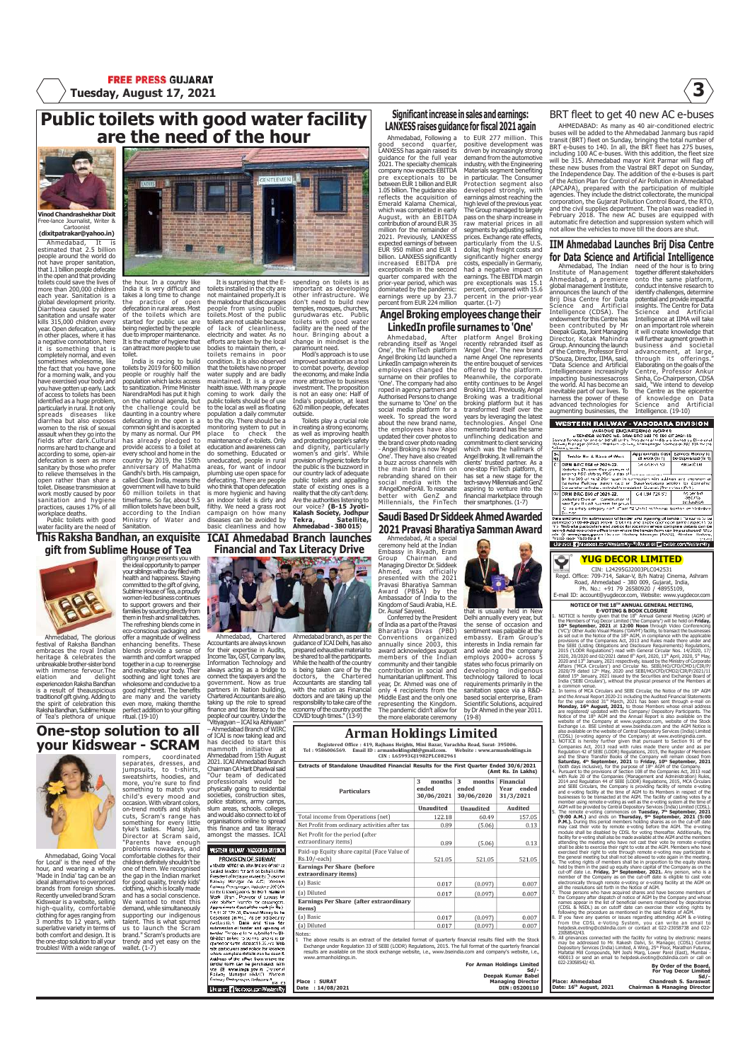# Public toilets with good water facility are the need of the hour

**Vinod Chandrashekhar Dixit**
Free-lance Journalist, Writer & Cartoonist
**(dixitpatrakar@yahoo.in)**

Ahmedabad, It is estimated that 2.5 billion people around the world do not have proper sanitation, that 1.1 billion people defecate in the open and that providing toilets could save the lives of more than 200,000 children each year. Sanitation is a global development priority. Diarrhoea caused by poor sanitation and unsafe water kills 315,000 children every year. Open defecation, unlike in other places, where it has a negative connotation, here it is something that is completely normal, and even sometimes wholesome, like the fact that you have gone for a morning walk, and you have exercised your body and you have gotten up early. Lack of access to toilets has been identified as a huge problem, particularly in rural. It not only spreads diseases like diarrhea but also exposes women to the risk of sexual assault when they go into the fields after dark.Cultural norms are hard to change and according to some, open-air defecation is seen as more sanitary by those who prefer to relieve themselves in the open rather than share a toilet. Disease transmission at work mostly caused by poor sanitation and hygiene practices, causes 17% of all workplace deaths.

Public toilets with good water facility are the need of the hour. In a country like India it is very difficult and takes a long time to change the practice of open defecation in rural areas. Most of the toilets which are started for public use are being neglected by the people due to improper maintenance. It is the matter of hygiene that can attract more people to use toilet.

India is racing to build toilets by 2019 for 600 million people or roughly half the population which lacks access to sanitization. Prime Minister NarendraModi has put it high on the national agenda, but the challenge could be daunting in a country where defecating in the open is a common sight and is accepted by many as normal. Our PM has already pledged to provide access to a toilet at every school and home in the country by 2019, the 150th anniversary of Mahatma Gandhi's birth. His campaign, called Clean India, means the government will have to build 60 million toilets in that timeframe. So far, about 9.5 million toilets have been built, according to the Indian Ministry of Water and Sanitation.

It is surprising that the E-toilets installed in the city are not maintained properly.It is the malodour that discourages people from using public toilets.Most of the public toilets are not usable because of lack of cleanliness, electricity and water. As no efforts are taken by the local bodies to maintain them, e-toilets remains in poor condition. It is also observed that the toilets have no proper water supply and are badly maintained. It is a grave health issue. With many people coming to work daily the public toilets should be of use to the local as well as floating population a daily commuter to the city. There should be a monitoring system to put in place to check the maintenance of e-toilets. Only education and awareness can do something. Educated or uneducated, people in rural areas, for want of indoor plumbing use open space for defecating. There are people who think that open defecation is more hygienic and having an indoor toilet is dirty and filthy. We need a grass root campaign on how many diseases can be avoided by basic cleanliness and how spending on toilets is as important as developing other infrastructure. We don't need to build new temples, mosques, churches, gurudwaras etc. Public toilets with good water facility are the need of the hour. Bringing about a change in mindset is the paramount need.

Modi's approach is to use improved sanitation as a tool to combat poverty, develop the economy, and make India more attractive to business investment. The proposition is not an easy one: Half of India's population, at least 620 million people, defecates outside.

Toilets play a crucial role in creating a strong economy, as well as improving health and protecting people's safety and dignity, particularly women's and girls'. While provision of hygienic toilets for the public is the buzzword in our country lack of adequate public toilets and appalling state of existing ones is a reality that the city can't deny. Are the authorities listening to our voice? **(B-15 Jyoti-Kalash Society, Jodhpur Tekra, Satellite, Ahmedabad - 380 015)**

## Significant increase in sales and earnings: LANXESS raises guidance for fiscal 2021 again

Ahmedabad, Following a good second quarter, LANXESS has again raised its guidance for the full year 2021. The specialty chemicals company now expects EBITDA pre exceptionals to be between EUR 1 billion and EUR 1.05 billion. The guidance also reflects the acquisition of Emerald Kalama Chemical, which was completed in early August, with an EBITDA contribution of around EUR 35 million for the remainder of 2021. Previously, LANXESS expected earnings of between EUR 950 million and EUR 1 billion. LANXESS significantly increased EBITDA pre exceptionals in the second quarter compared with the prior-year period, which was dominated by the pandemic: earnings were up by 23.7 percent from EUR 224 million to EUR 277 million. This positive development was driven by increasingly strong demand from the automotive industry, with the Engineering Materials segment benefiting in particular. The Consumer Protection segment also developed strongly, with earnings almost reaching the high level of the previous year. The Group managed to largely pass on the sharp increase in raw material prices in all segments by adjusting selling prices. Exchange rate effects, particularly from the U.S. dollar, high freight costs and significantly higher energy costs, especially in Germany, had a negative impact on earnings. The EBITDA margin pre exceptionals was 15.1 percent, compared with 15.6 percent in the prior-year quarter. (1-7)

## Angel Broking employees change their LinkedIn profile surnames to 'One'

Ahmedabad, After rebranding itself as 'Angel One', the FinTech platform Angel Broking Ltd launched a LinkedIn campaign wherein its employees changed the surname on their profiles to 'One'. The company had also roped in agency partners and Authorised Persons to change the surname to 'One' on the social media platform for a week. To spread the word about the new brand name, the employees have also updated their cover photos to the brand cover photo reading - Angel Broking is now 'Angel One'. They have also created a buzz across channels with the main brand film on social media with the #AngelOneForAll. To resonate better with GenZ and Millennials, the FinTech platform Angel Broking recently rebranded itself as 'Angel One'. The new brand name Angel One represents the entire bouquet of services offered by the platform. Meanwhile, the corporate entity continues to be Angel Broking Ltd. Previously, Angel Broking was a traditional broking platform but it has transformed itself over the years by leveraging the latest technologies. Angel One memento brand has the same unflinching dedication and commitment to client servicing which was the hallmark of Angel Broking. It will remain the clients' trusted partner. As a one-stop FinTech platform, it has set a new stage for the tech-savvy Millennials and GenZ aspiring to venture into the financial marketplace through their smartphones. (1-7)

## Saudi Based Dr Siddeek Ahmed Awarded 2021 Pravasi Bharatiya Samman Award

Ahmedabad, At a special ceremony held at the Indian Embassy in Riyadh, Eram Group Chairman and Managing Director Dr. Siddeek Ahmed, was officially presented with the 2021 Pravasi Bharatiya Samman Award (PBSA) by the Ambassador of India to the Kingdom of Saudi Arabia, H.E. Dr. Ausaf Sayeed.

Conferred by the President of India as a part of the Pravasi Bharatiya Divas (PBD) Conventions organized annually since 2003, this award acknowledges august members of the Indian community and their tangible contribution in social and humanitarian upliftment. This year, Dr. Ahmed was one of only 4 recipients from the Middle East and the only one representing the Kingdom. The pandemic didn't allow for the more elaborate ceremony that is usually held in New Delhi annually every year, but the sense of occasion and sentiment was palpable at the embassy. Eram Group's interests in India remain far and wide and the company employs 2000+ across 5 states who focus primarily on developing indigenous technology tailored to local requirements primarily in the sanitation space via a R&D-based social enterprise, Eram Scientific Solutions, acquired by Dr Ahmed in the year 2011. (19-8)

## BRT fleet to get 40 new AC e-buses

AHMEDABAD: As many as 40 air-conditioned electric buses will be added to the Ahmedabad Janmarg bus rapid transit (BRT) fleet on Sunday, bringing the total number of BRT e-buses to 140. In all, the BRT fleet has 275 buses, including 100 AC e-buses. With this addition, the fleet size will be 315. Ahmedabad mayor Kirit Parmar will flag off these new buses from the Vastral BRT depot on Sunday, the Independence Day. The addition of the e-buses is part of the Action Plan for Control of Air Pollution in Ahmedabad (APCAPA), prepared with the participation of multiple agencies. They include the district collectorate, the municipal corporation, the Gujarat Pollution Control Board, the RTO, and the civil supplies department. The plan was readied in February 2018. The new AC buses are equipped with automatic fire detection and suppression system which will not allow the vehicles to move till the doors are shut.

## IIM Ahmedabad Launches Brij Disa Centre for Data Science and Artificial Intelligence

Ahmedabad, The Indian Institute of Management Ahmedabad, a premiere global management institute, announces the launch of the Brij Disa Centre for Data Science and Artificial Intelligence (CDSA). The endowment for this Centre has been contributed by Mr Deepak Gupta, Joint Managing Director, Kotak Mahindra Group. Announcing the launch of the Centre, Professor Errol D'Souza, Director, IIMA, said, "Data Science and Artificial Intelligenceare increasingly impacting businessesacross the world. AI has become an inevitable part of our lives. To harness the power of these advanced technologies for augmenting businesses, the need of the hour is to bring together different stakeholders onto the same platform, conduct intensive research to identify challenges, determine potential and provide impactful insights. The Centre for Data Science and Artificial Intelligence at IIMA will take on an important role wherein it will create knowledge that will further augment growth in business and societal advancement, at large, through its offerings." Elaborating on the goals of the Centre, Professor Ankur Sinha, Co-Chairperson, CDSA said, "We intend to develop the Centre as the epicentre of knowledge on Data Science and Artificial Intelligence. (19-10)

## This Raksha Bandhan, an exquisite gift from Sublime House of Tea

Ahmedabad, The glorious festival of Raksha Bandhan embraces the royal Indian heritage & celebrates the unbreakable brother-sister bond with immense fervour. The elation and delight experienced on Raksha Bandhan is a result of theauspicious traditional gift giving. Adding to the spirit of celebration this Raksha Bandhan, Sublime House of Tea's plethora of unique gifting range presents you with the ideal opportunity to pamper your siblings with a day filled with health and happiness. Staying committed to the gift of giving, Sublime House of Tea, a proud women-led business continues to support growers and their families by sourcing directly from them in fresh and small batches. The refreshing blends come in eco-conscious packaging and offer a magnitude of wellness enhancing benefits. These blends provide a sense of warmth and comfort wrapped together in a cup to reenergise and revitalise your body. Their soothing and light tones are wholesome and conducive to a good night's rest. The benefits are many and the variety even more, making themthe perfect addition to your gifting ritual. (19-10)

## ICAI Ahmedabad Branch launches Financial and Tax Literacy Drive

Ahmedabad, Chartered Accountants are always known for their expertise in Audits, Income Tax, GST, Company law, Information Technology and always acting as a bridge to connect the taxpayers and the government. Now as true partners in Nation building, Chartered Accountants are also taking up the role to spread finance and tax literacy to the people of our country. Under the "Vittyagyan – ICAI ka Abhiyaan" – Ahmedabad Branch of WIRC of ICAI is now taking lead and has decided to start this mammoth initiative at Ahmedabad from 15th August 2021. ICAI Ahmedabad Branch Chairman CA Harit Dhariwal said "Our team of dedicated professionals would be physically going to residential societies, construction sites, police stations, army camps, slum areas, schools, colleges and would also connect to lot of organisations online to spread this finance and tax literacy amongst the masses. ICAI Ahmedabad branch, as per the guidance of ICAI Delhi, has also prepared exhaustive material to be shared to all the participants. While the health of the country is being taken care of by the doctors, the Chartered Accountants are standing tall with the nation as Financial doctors and are taking up the responsibility to take care of the economy of the country post the COVID tough times." (13-9)

## One-stop solution to all your Kidswear - SCRAM

Ahmedabad, Going 'Vocal for Local' is the need of the hour, and wearing a wholly 'Made in India' tag can be an ideal alternative to overpriced brands from foreign stores. Recently unveiled brand Scram Kidswear is a website, selling high-quality, comfortable clothing for ages ranging from 3 months to 12 years, with superlative variety in terms of both comfort and design. It is the one-stop solution to all your troubles! With a wide range of rompers, coordinated separates, dresses, and jumpsuits, to t-shirts, sweatshirts, hoodies, and more, you're sure to find something to match your child's every mood and occasion. With vibrant colors, on-trend motifs and stylish cuts, Scram's range has something for every little tyke's tastes. Manoj Jain, Director at Scram said, "Parents have enough problems nowadays, and comfortable clothes for their children definitely shouldn't be one of them. We recognised the gap in the Indian market for good quality, trendy kids' clothing, which is locally made and has a social conscience. We wanted to meet this demand, while simultaneously supporting our indigenous talent. This is what spurred us to launch the Scram brand." Scram's products are trendy and yet easy on the wallet. (1-7)

## Arman Holdings Limited

**Registered Office : 419, Rajhans Heights, Mini Bazar, Varachha Road, Surat- 395006.**
**Tel : 9586006569. Email ID : armanholdings10@gmail.com. Website : www.armanholdings.in**
**CIN : L65993GJ1982PLC082961**

**Extracts of Standalone Unaudited Financial Results for the First Quarter Ended 30/6/2021**
**(Amt Rs. In Lakhs)**

| Particulars | 3 months ended 30/06/2021 | 3 months ended 30/06/2020 | Financial Year ended 31/3/2021 |
|---|---|---|---|
| | Unaudited | Unaudited | Audited |
| Total income from Operations (net) | 122.18 | 60.49 | 157.05 |
| Net Profit from ordinary activities after tax | 0.89 | (5.06) | 0.13 |
| Net Profit for the period (after extraordinary items) | 0.89 | (5.06) | 0.13 |
| Paid-up Equity share capital (Face Value of Rs.10/-each) | 521.05 | 521.05 | 521.05 |
| **Earnings Per Share (before extraordinary items)** | | | |
| (a) Basic | 0.017 | (0.097) | 0.007 |
| (a) Diluted | 0.017 | (0.097) | 0.007 |
| **Earnings Per Share (after extraordinary items)** | | | |
| (a) Basic | 0.017 | (0.097) | 0.007 |
| (a) Diluted | 0.017 | (0.097) | 0.007 |

Notes:
1 The above results is an extract of the detailed format of quarterly financial results filed with the Stock Exchange under Regulation 33 of SEBI (LODR) Regulations, 2015. The full format of the quarterly financial results are available on the stock exchange website, i.e., www.bseindia.com and company's website, i.e., www.armanholdings.in.

**For Arman Holdings Limited**
**Sd/-**
**Deepak Kumar Babel**
**Managing Director**
**DIN : 05200110**

**Place : SURAT**
**Date : 14/08/2021**

## YUG DECOR LIMITED

CIN: L24295GJ2003PLC042531
Regd. Office: 709-714, Sakar-V, B/h Natraj Cinema, Ashram Road, Ahmedabad - 380 009, Gujarat, India,
Ph. No.: +91 79 26580920 / 48955109,
E-mail ID: account@yugdecor.com, Website: www.yugdecor.com

**NOTICE OF THE 18TH ANNUAL GENERAL MEETING, E-VOTING & BOOK CLOSURE**

1. NOTICE is hereby given that the 18th Annual General Meeting (AGM) of the Members of Yug Decor Limited ("the Company") will be held on **Friday, 10th September, 2021 at 12:00 Noon** through Video Conferencing ("VC") Other Audio Visual Means ("OAVM") facility, to transact the businesses as set out in the Notice of the 18th AGM, in compliance with the applicable provisions of the Companies Act, 2013 and Rules made there under and the SEBI (Listing Obligations and Disclosure Requirements) Regulations, 2015 ('LODR Regulations') read with General Circular Nos. 14/2020, 17/2020, 20/2020 and 02/2021 dated 8th April, 2020, 13th April, 2020, 5th May, 2020 and 13th January, 2021 respectively, issued by the Ministry of Corporate Affairs ('MCA Circulars') and Circular No. SEBI/HO/CFD/CMD1/CIR/P/2020/79 dated 12th May, 2020 and SEBI/HO/CFD/CMD2/CIR/P/2021/11 dated 15th January, 2021 issued by the Securities and Exchange Board of India ('SEBI Circulars'), without the physical presence of the Members at a common venue.
2. In terms of MCA Circulars and SEBI Circular, the Notice of the 18th AGM and the Annual Report 2020-21 including the Audited Financial Statements for the year ended 31st March, 2021 has been sent through e-mail on **Monday, 16th August, 2021,** to those Members whose email address are registered/ updated with the Company/ Depository Participants. The Notice of the 18th AGM and the Annual Report is also available on the website of the Company at www.yugdecor.com, website of the Stock Exchange i.e. BSE Limited at www.bseindia.com and the AGM Notice is also available on the website of Central Depository Services (India) Limited (CDSL) (e-voting agency of the Company) at www.evotingindia.com.
3. NOTICE is hereby further given that pursuant to Section 91 of the Companies Act, 2013 read with rules made there under and as per Regulation 42 of SEBI (LODR) Regulations, 2015, the Register of Members and the Share Transfer Books of the Company will remain closed from **Saturday, 4th September, 2021** to **Friday, 10th September, 2021** (both days inclusive), for the purpose of 18th AGM of the Company.
4. Pursuant to the provisions of Section 108 of the Companies Act, 2013 read with Rule 20 of the Companies (Management and Administration) Rules, 2014 and Regulation 44 of SEBI (LODR) Regulations, 2015, MCA Circulars and SEBI Circulars, the Company is providing facility of remote e-voting and e-voting facility at the time of AGM to its Members in respect of the businesses to be transacted at the AGM. The facility of casting votes by a member using remote e-voting as well as the e-voting system at the time of AGM will be provided by Central Depository Services (India) Limited (CDSL).
5. The remote e-voting commences on **Tuesday, 7th September, 2021 (9:00 A.M.)** and ends on **Thursday, 9th September, 2021 (5:00 P.M.).** During this period members holding shares as on the cut-off date may cast their vote by remote e-voting before the AGM. The e-voting module shall be disabled by CDSL for voting thereafter. Additionally, the facility for e-voting shall also be made available at the AGM and the members attending the meeting who have not cast their vote by remote e-voting shall be able to exercise their right to vote at the AGM. Members who have exercised their right to vote through remote e-voting may participate in the general meeting but shall not be allowed to vote again in the meeting.
6. The voting rights of members shall be in proportion to the equity shares held by them in the paid up equity share capital of the Company as on the cut-off date i.e. **Friday, 3rd September, 2021.** Any person, who is a member of the Company as on the cut-off date is eligible to cast vote electronically through remote e-voting or e-voting facility at the AGM on all the resolutions set forth in the Notice of AGM.
7. Those persons who have acquired shares and have become members of the Company after dispatch of notice of AGM by the Company and whose names appear in the list of beneficial owners maintained by depositories (CDSL & NSDL) as on cut-off date can exercise their voting rights by following the procedure as mentioned in the said Notice of AGM.
8. If you have any queries or issues regarding attending AGM & e-Voting from the CDSL e-Voting System, you can write an email to helpdesk.evoting@cdslindia.com or contact at 022-23058738 and 022-23058542/43.
9. All grievances connected with the facility for voting by electronic means may be addressed to Mr. Rakesh Dalvi, Sr. Manager, (CDSL) Central Depository Services (India) Limited, A Wing, 25th Floor, Marathon Futurex, Mafatlal Mill Compounds, NM Joshi Marg, Lower Parel (East), Mumbai - 400013 or send an email to helpdesk.evoting@cdslindia.com or call on 022-23058542/43.

**By Order of the Board,**
**For Yug Decor Limited**
**Sd/-**
**Chandresh S. Saraswat**
**Chairman & Managing Director**

**Place: Ahmedabad**
**Date: 16th August, 2021**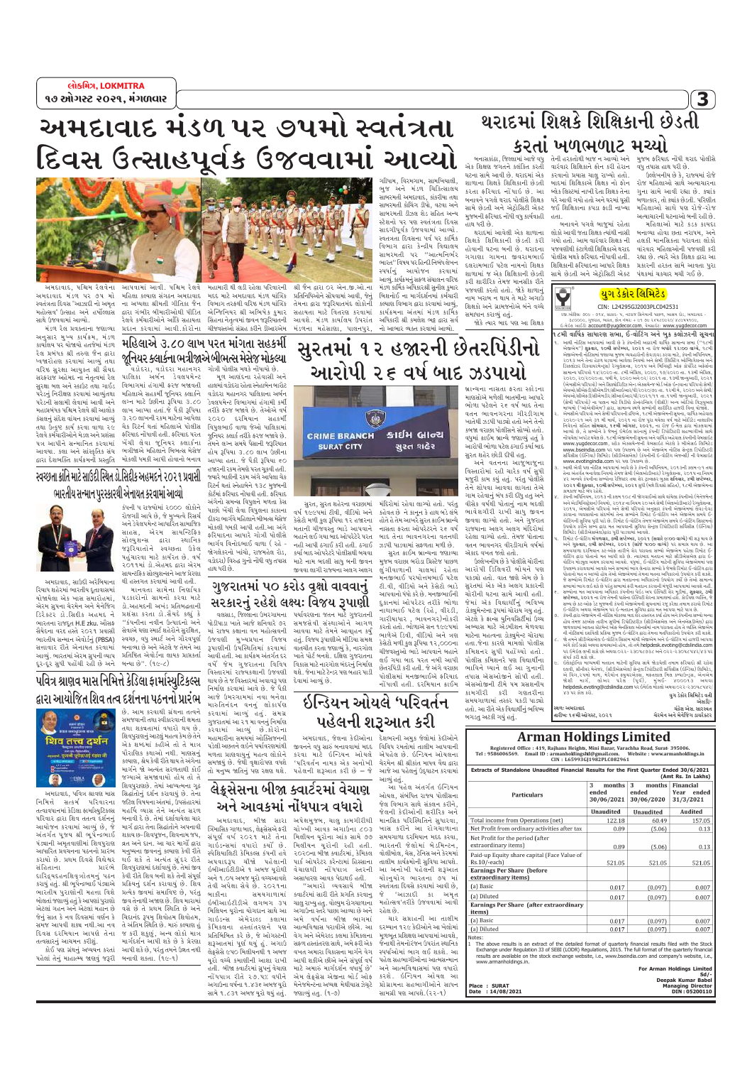# અમદાવાદ મંડળ પર ૭૫મો સ્વતંત્રતા દિવસ ઉત્સાહપૂર્વક ઉજવવામાં આવ્યો

# થરાદમાં શિક્ષકે શિક્ષિકાની છેડતી કરતાં ખળભળાટ

## મહિલાએ ૩.૯૦ લાખ પરત માંગતા સહકર્મી જૂનિયર ક્લાર્કના ભત્રીજાએ બીભત્સ મેસેજ મોકલ્યા

# સુરતમાં ૧૨ હજારની છેતરપિંડીનો આરોપી ૨૬ વર્ષ બાદ ઝડપાયો

CRIME BRANCH SURAT CITY — ક્રાઈમ બ્રાન્ચ સુરત શહેર

## સ્વચ્છતા ક્રાંતિ માટે સાઉદી સ્થિત ડો. સિદ્દીક અહમદને ૨૦૨૧ પ્રવાસી ભારતીય સન્માન પુરસ્કારથી એનાયત કરવામાં આવ્યો

## પવિત્ર શ્રાવણ માસ નિમિત્તે કેડિલા ફાર્માસ્યુટિકલ્સ દ્વારા આયોજિત શિવ તત્વ દર્શનના પઠનનો પ્રારંભ

## ગુજરાતમાં ૫૦ કરોડ વૃક્ષો વાવવાનું સરકારનું રહેશે લક્ષ્ય: વિજય રૂપાણી

## ઈન્ડિયન ઓયલે 'પરિવર્તન' પહેલની શરૂઆત કરી

## લેક્સેસના બીજા ક્વાર્ટરમાં વેચાણ અને આવકમાં નોંધપાત્ર વધારો

## યુગ ડેકોર લિમિટેડ

CIN: L24295GJ2003PLC042531

૧લી વાર્ષિક સાધારણ સભા, ઈ-વોટિંગ અને બુક ક્લોઝરની સૂચના

www.yugdecor.com

સ્થળ: અમદાવાદ
તારીખ: ૧૬મી ઓગસ્ટ, ૨૦૨૧

યુગ ડેકોર લિમિટેડ વતી
ચંદ્રેશ એસ. સારસ્વત
ચેરમેન અને મેનેજિંગ ડાયરેક્ટર

## Arman Holdings Limited

Registered Office : 419, Rajhans Heights, Mini Bazar, Varachha Road, Surat- 395006.
Tel : 9586006569. Email ID : armanholdings86@gmail.com. Website : www.armanholdings.in
CIN : L65993GJ1982PLC082961

Extracts of Standalone Unaudited Financial Results for the First Quarter Ended 30/6/2021 (Amt Rs. In Lakhs)

| Particulars | 3 months ended 30/06/2021 | 3 months ended 30/06/2020 | Financial Year ended 31/3/2021 |
|---|---|---|---|
| | Unaudited | Unaudited | Audited |
| Total income from Operations (net) | 122.18 | 60.49 | 157.05 |
| Net Profit from ordinary activities after tax | 0.89 | (5.06) | 0.13 |
| Net Profit for the period (after extraordinary items) | 0.89 | (5.06) | 0.13 |
| Paid-up Equity share Capital (Face Value of Rs.10/- each) | 521.05 | 521.05 | 521.05 |
| Earnings Per Share (before extraordinary items) | | | |
| (a) Basic | 0.017 | (0.097) | 0.007 |
| (a) Diluted | 0.017 | (0.097) | 0.007 |
| Earnings Per Share (after extraordinary items) | | | |
| (a) Basic | 0.017 | (0.097) | 0.007 |
| (a) Diluted | 0.017 | (0.097) | 0.007 |

Notes:
1 The above results is an extract of the detailed format of quarterly financial results filed with the Stock Exchange under Regulation 33 of SEBI (LODR) Regulations, 2015. The full format of the quarterly financial results are available on the stock exchange website, i.e., www.bseindia.com and company's website, i.e., www.armanholdings.in.

For Arman Holdings Limited
Sd/-
Deepak Kumar Babel
Managing Director
DIN : 05200110

Place : SURAT
Date : 14/08/2021